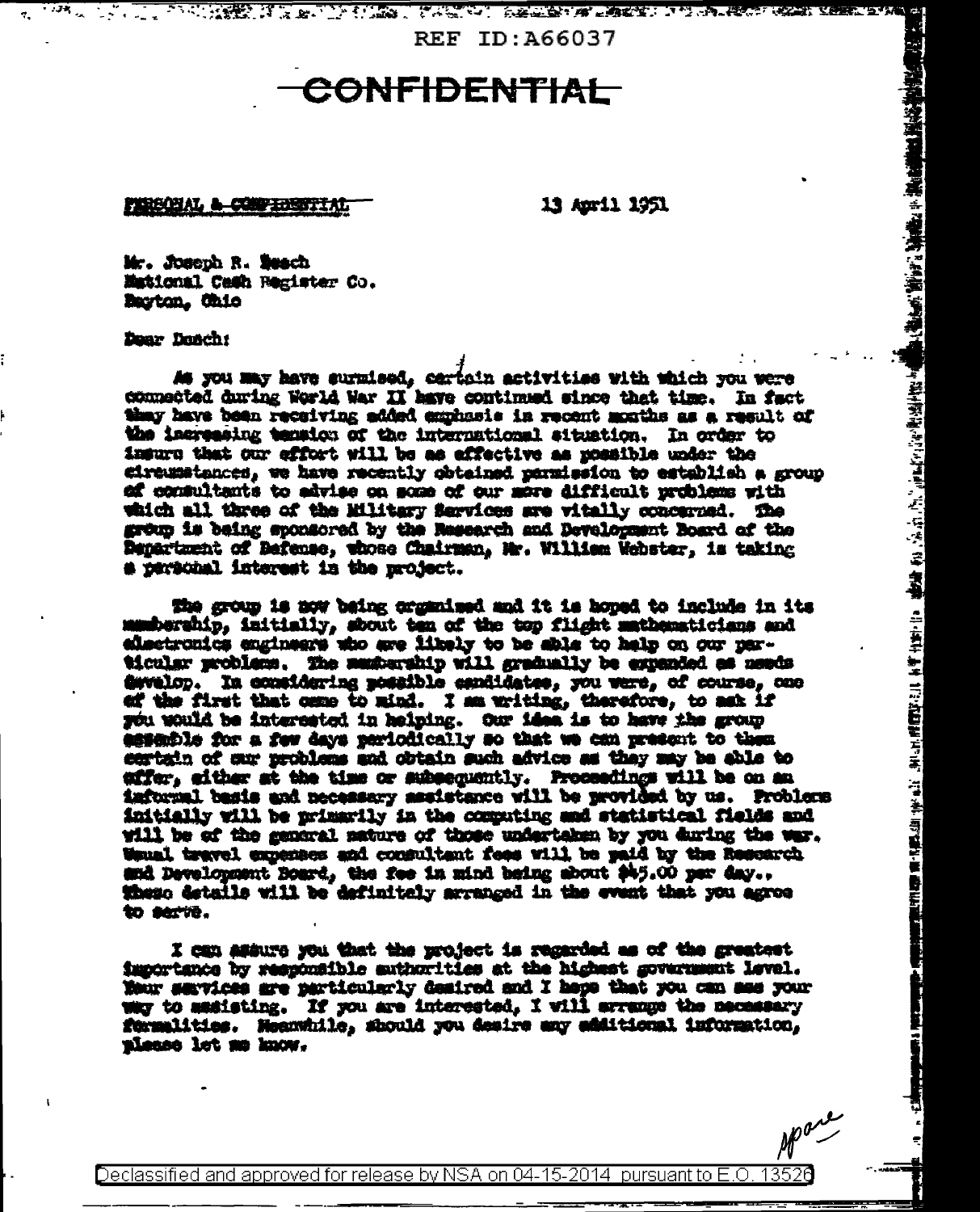REF ID:A66037

# ~~CONFIDENTIAL~~

~~PERSONAL & CONFIDENTIAL~~

13 April 1951

Mr. Joseph R. Desch
National Cash Register Co.
Dayton, Ohio

Dear Desch:

As you may have surmised, certain activities with which you were connected during World War II have continued since that time. In fact they have been receiving added emphasis in recent months as a result of the increasing tension of the international situation. In order to insure that our effort will be as effective as possible under the circumstances, we have recently obtained permission to establish a group of consultants to advise on some of our more difficult problems with which all three of the Military Services are vitally concerned. The group is being sponsored by the Research and Development Board of the Department of Defense, whose Chairman, Mr. William Webster, is taking a personal interest in the project.

The group is now being organized and it is hoped to include in its membership, initially, about ten of the top flight mathematicians and electronics engineers who are likely to be able to help on our particular problems. The membership will gradually be expanded as needs develop. In considering possible candidates, you were, of course, one of the first that came to mind. I am writing, therefore, to ask if you would be interested in helping. Our idea is to have the group assemble for a few days periodically so that we can present to them certain of our problems and obtain such advice as they may be able to offer, either at the time or subsequently. Proceedings will be on an informal basis and necessary assistance will be provided by us. Problems initially will be primarily in the computing and statistical fields and will be of the general nature of those undertaken by you during the war. Usual travel expenses and consultant fees will be paid by the Research and Development Board, the fee in mind being about $45.00 per day.. These details will be definitely arranged in the event that you agree to serve.

I can assure you that the project is regarded as of the greatest importance by responsible authorities at the highest government level. Your services are particularly desired and I hope that you can see your way to assisting. If you are interested, I will arrange the necessary formalities. Meanwhile, should you desire any additional information, please let me know.

Declassified and approved for release by NSA on 04-15-2014 pursuant to E.O. 13526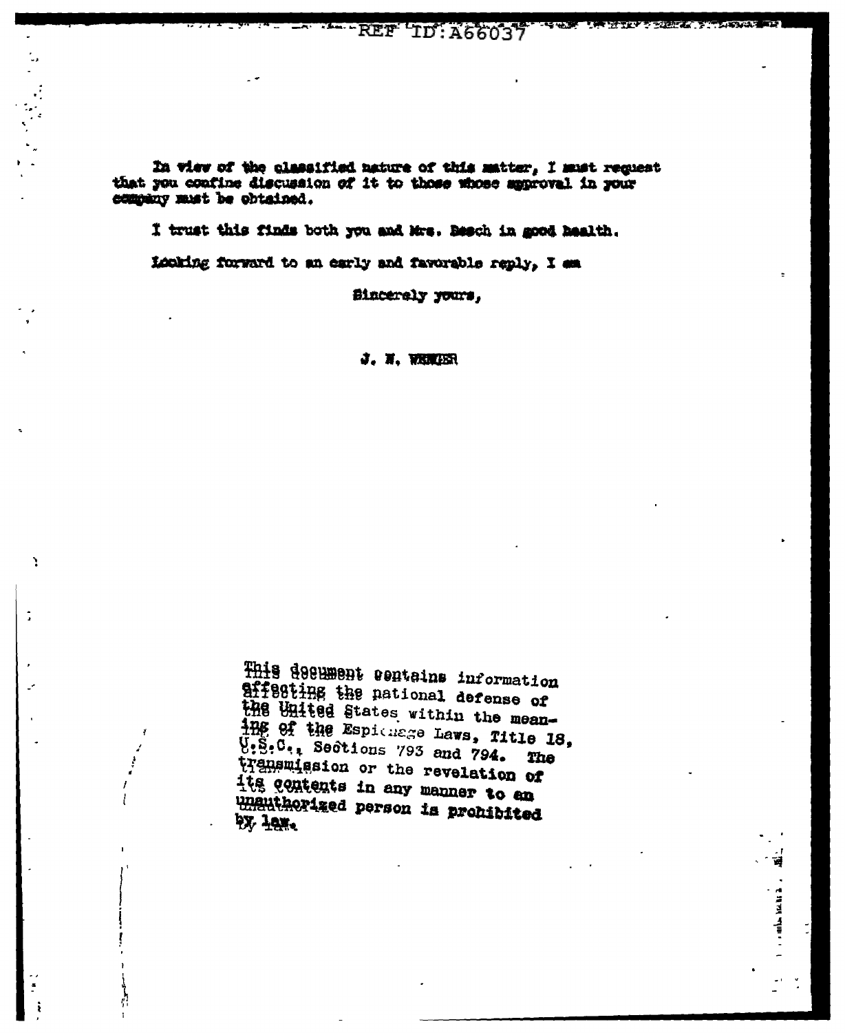In view of the classified nature of this matter, I must request that you confine discussion of it to those whose approval in your company must be obtained.

I trust this finds both you and Mrs. Beech in good health.

Looking forward to an early and favorable reply, I am

Sincerely yours,

J. N. WENGER

This document contains information affecting the national defense of the United States within the meaning of the Espionage Laws, Title 18, U.S.C., Sections 793 and 794. The transmission or the revelation of its contents in any manner to an unauthorized person is prohibited by law.